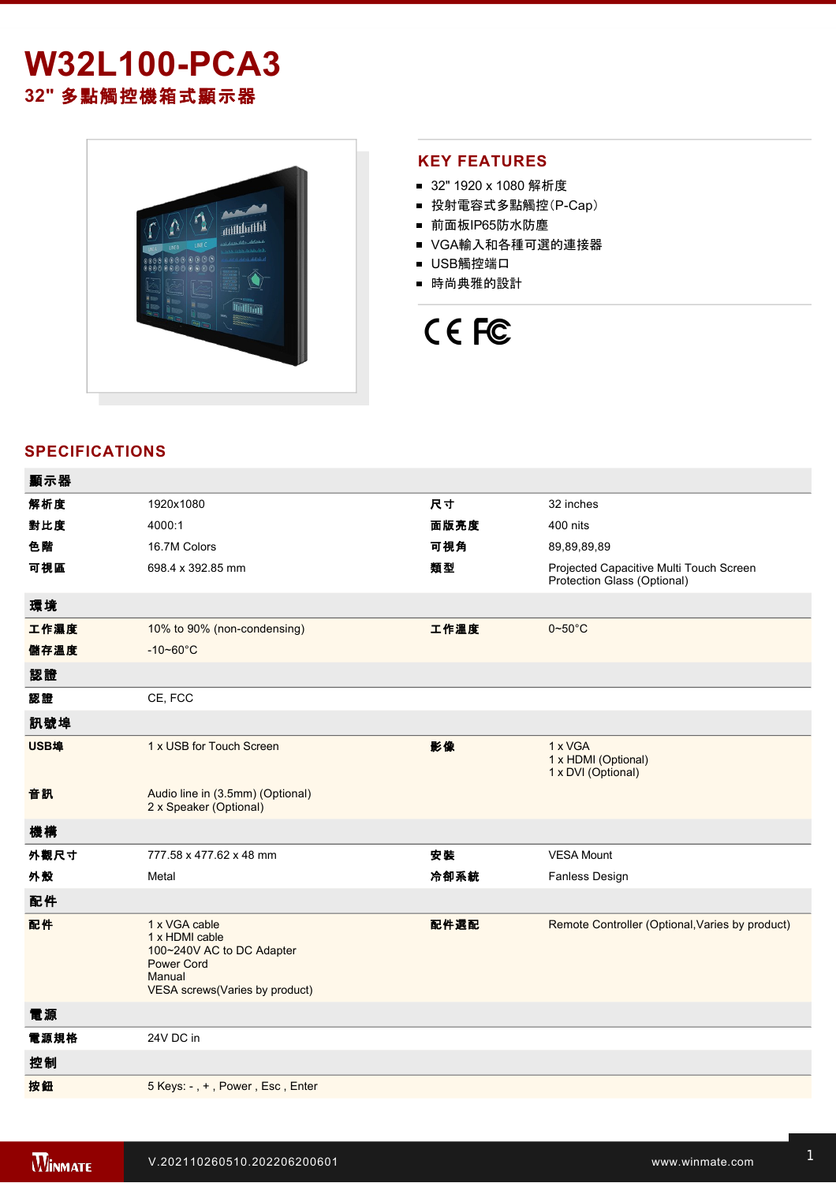# W32L100-PCA3

## 32" 多點觸控機箱式顯示器

## KEY FEATURES

- 32" 1920 x 1080 解析度
- 投射電容式多點觸控(P-Cap)
- 前面板IP65防水防塵
- VGA輸入和各種可選的連接器
- USB觸控端口
- 時尚典雅的設計

## SPECIFICATIONS

| 顯示器 | | | |
|---|---|---|---|
| 解析度 | 1920x1080 | 尺寸 | 32 inches |
| 對比度 | 4000:1 | 面版亮度 | 400 nits |
| 色階 | 16.7M Colors | 可視角 | 89,89,89,89 |
| 可視區 | 698.4 x 392.85 mm | 類型 | Projected Capacitive Multi Touch Screen<br>Protection Glass (Optional) |
| **環境** | | | |
| 工作濕度 | 10% to 90% (non-condensing) | 工作溫度 | 0~50°C |
| 儲存溫度 | -10~60°C | | |
| **認證** | | | |
| 認證 | CE, FCC | | |
| **訊號埠** | | | |
| USB埠 | 1 x USB for Touch Screen | 影像 | 1 x VGA<br>1 x HDMI (Optional)<br>1 x DVI (Optional) |
| 音訊 | Audio line in (3.5mm) (Optional)<br>2 x Speaker (Optional) | | |
| **機構** | | | |
| 外觀尺寸 | 777.58 x 477.62 x 48 mm | 安裝 | VESA Mount |
| 外殼 | Metal | 冷卻系統 | Fanless Design |
| **配件** | | | |
| 配件 | 1 x VGA cable<br>1 x HDMI cable<br>100~240V AC to DC Adapter<br>Power Cord<br>Manual<br>VESA screws(Varies by product) | 配件選配 | Remote Controller (Optional,Varies by product) |
| **電源** | | | |
| 電源規格 | 24V DC in | | |
| **控制** | | | |
| 按鈕 | 5 Keys: - , + , Power , Esc , Enter | | |

V.202110260510.202206200601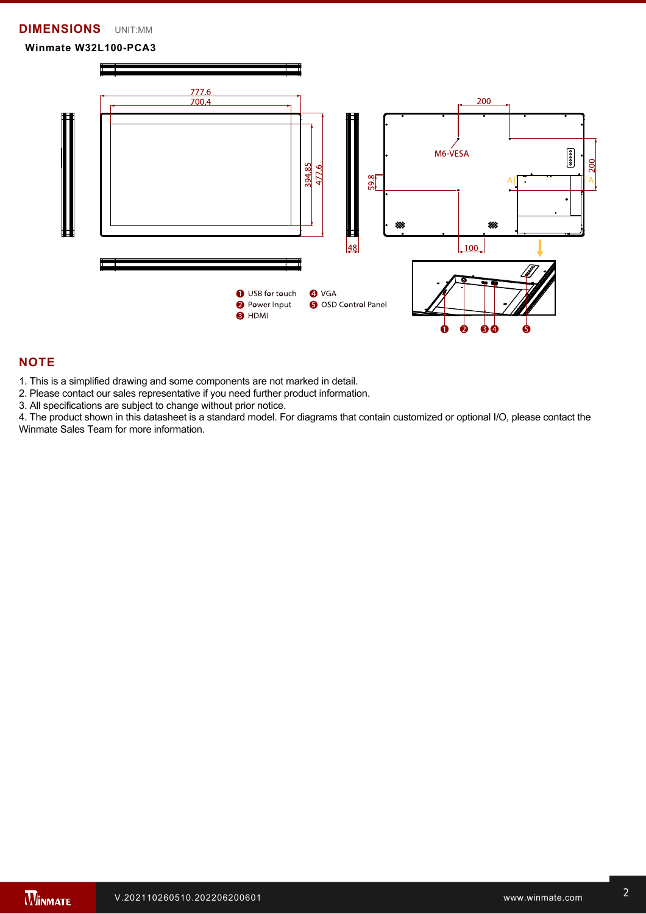## DIMENSIONS UNIT:MM

**Winmate W32L100-PCA3**

777.6
700.4
394.85
477.6
59.8
48
200
M6-VESA
200
100

1 USB for touch
2 Power Input
3 HDMI
4 VGA
5 OSD Control Panel

## NOTE

1. This is a simplified drawing and some components are not marked in detail.
2. Please contact our sales representative if you need further product information.
3. All specifications are subject to change without prior notice.
4. The product shown in this datasheet is a standard model. For diagrams that contain customized or optional I/O, please contact the Winmate Sales Team for more information.